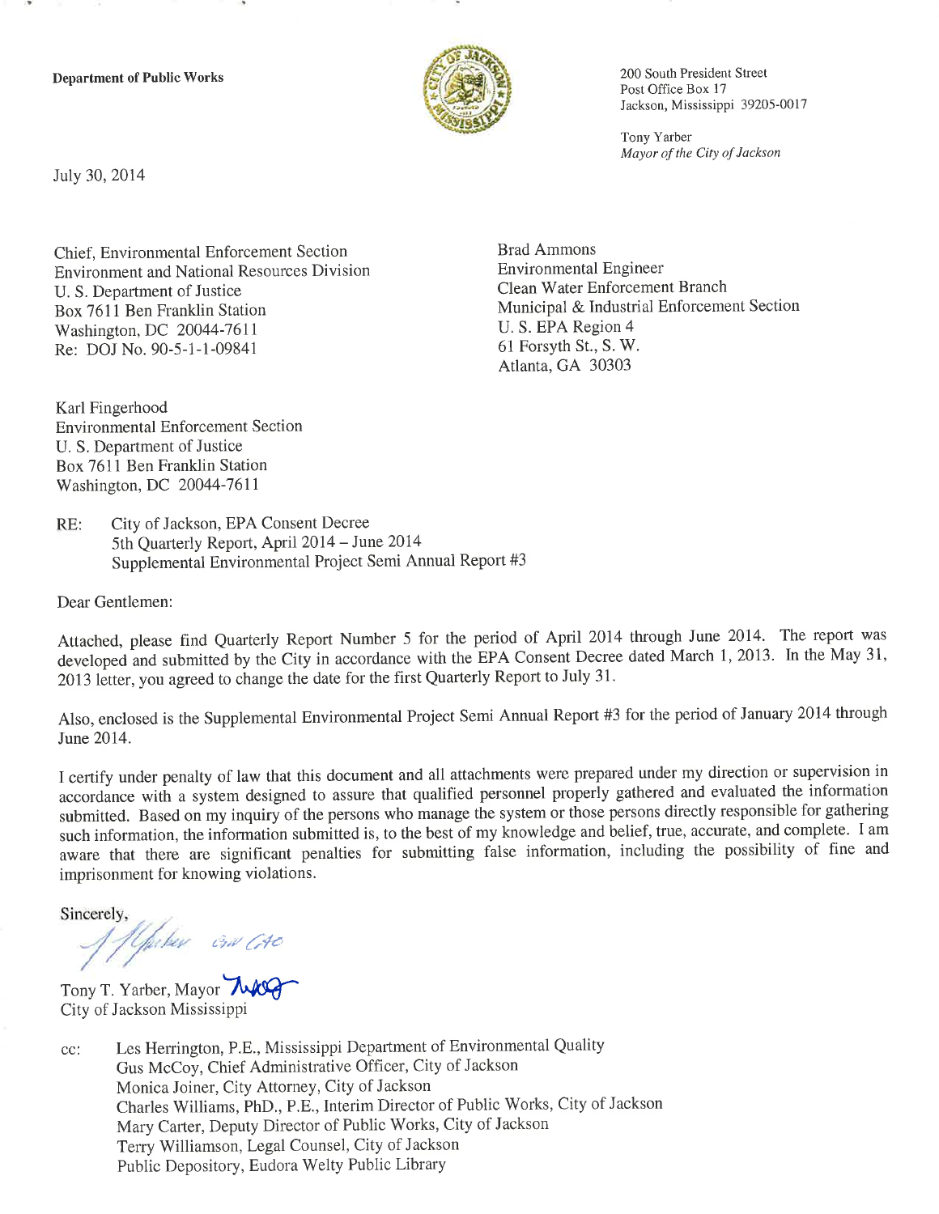**Department of Public Works**

200 South President Street
Post Office Box 17
Jackson, Mississippi 39205-0017

Tony Yarber
*Mayor of the City of Jackson*

July 30, 2014

Chief, Environmental Enforcement Section
Environment and National Resources Division
U. S. Department of Justice
Box 7611 Ben Franklin Station
Washington, DC 20044-7611
Re: DOJ No. 90-5-1-1-09841

Brad Ammons
Environmental Engineer
Clean Water Enforcement Branch
Municipal & Industrial Enforcement Section
U. S. EPA Region 4
61 Forsyth St., S. W.
Atlanta, GA 30303

Karl Fingerhood
Environmental Enforcement Section
U. S. Department of Justice
Box 7611 Ben Franklin Station
Washington, DC 20044-7611

RE: City of Jackson, EPA Consent Decree
5th Quarterly Report, April 2014 – June 2014
Supplemental Environmental Project Semi Annual Report #3

Dear Gentlemen:

Attached, please find Quarterly Report Number 5 for the period of April 2014 through June 2014. The report was developed and submitted by the City in accordance with the EPA Consent Decree dated March 1, 2013. In the May 31, 2013 letter, you agreed to change the date for the first Quarterly Report to July 31.

Also, enclosed is the Supplemental Environmental Project Semi Annual Report #3 for the period of January 2014 through June 2014.

I certify under penalty of law that this document and all attachments were prepared under my direction or supervision in accordance with a system designed to assure that qualified personnel properly gathered and evaluated the information submitted. Based on my inquiry of the persons who manage the system or those persons directly responsible for gathering such information, the information submitted is, to the best of my knowledge and belief, true, accurate, and complete. I am aware that there are significant penalties for submitting false information, including the possibility of fine and imprisonment for knowing violations.

Sincerely,

Tony T. Yarber, Mayor
City of Jackson Mississippi

cc: Les Herrington, P.E., Mississippi Department of Environmental Quality
Gus McCoy, Chief Administrative Officer, City of Jackson
Monica Joiner, City Attorney, City of Jackson
Charles Williams, PhD., P.E., Interim Director of Public Works, City of Jackson
Mary Carter, Deputy Director of Public Works, City of Jackson
Terry Williamson, Legal Counsel, City of Jackson
Public Depository, Eudora Welty Public Library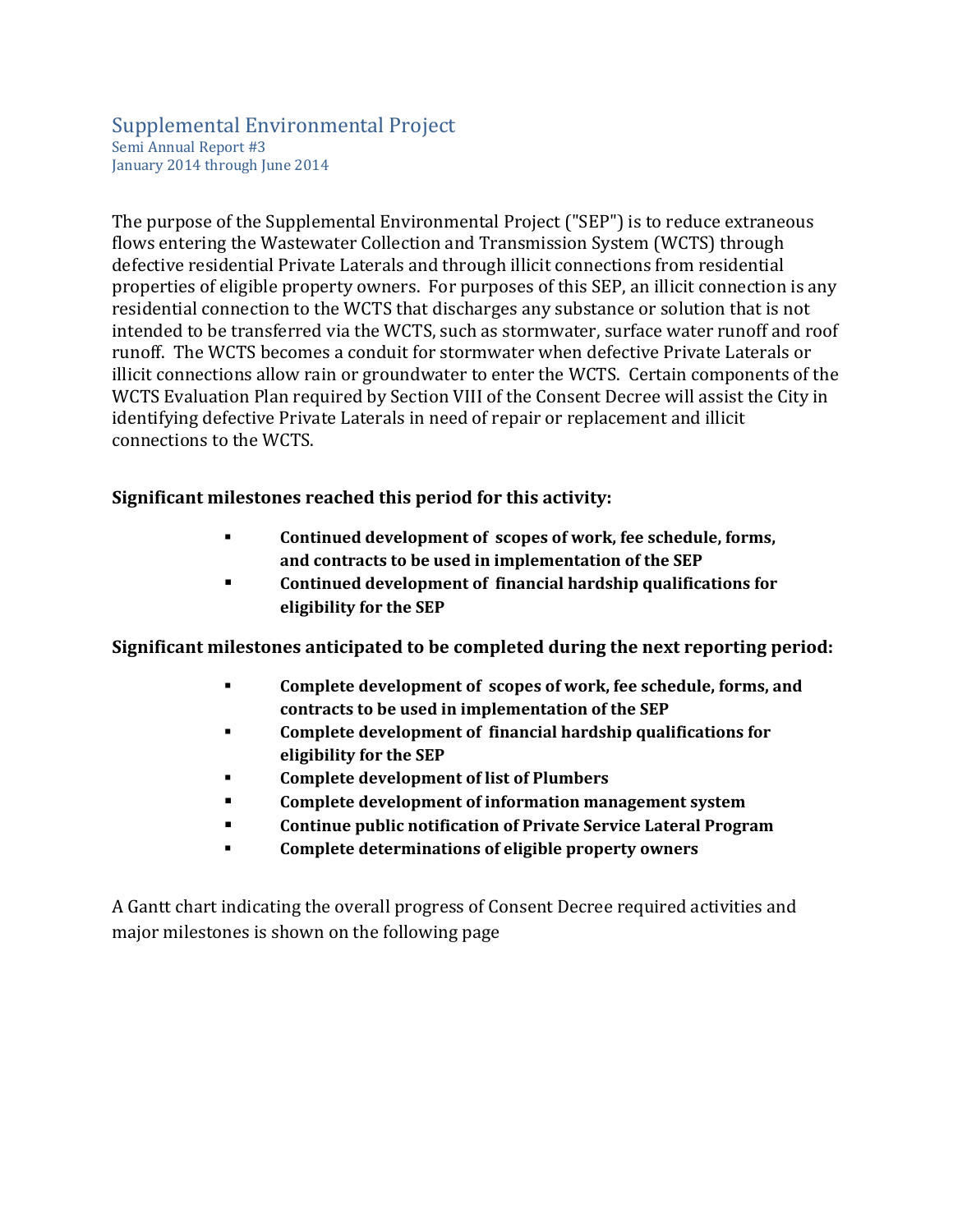# Supplemental Environmental Project

Semi Annual Report #3
January 2014 through June 2014

The purpose of the Supplemental Environmental Project ("SEP") is to reduce extraneous flows entering the Wastewater Collection and Transmission System (WCTS) through defective residential Private Laterals and through illicit connections from residential properties of eligible property owners. For purposes of this SEP, an illicit connection is any residential connection to the WCTS that discharges any substance or solution that is not intended to be transferred via the WCTS, such as stormwater, surface water runoff and roof runoff. The WCTS becomes a conduit for stormwater when defective Private Laterals or illicit connections allow rain or groundwater to enter the WCTS. Certain components of the WCTS Evaluation Plan required by Section VIII of the Consent Decree will assist the City in identifying defective Private Laterals in need of repair or replacement and illicit connections to the WCTS.

**Significant milestones reached this period for this activity:**

- **Continued development of scopes of work, fee schedule, forms, and contracts to be used in implementation of the SEP**
- **Continued development of financial hardship qualifications for eligibility for the SEP**

**Significant milestones anticipated to be completed during the next reporting period:**

- **Complete development of scopes of work, fee schedule, forms, and contracts to be used in implementation of the SEP**
- **Complete development of financial hardship qualifications for eligibility for the SEP**
- **Complete development of list of Plumbers**
- **Complete development of information management system**
- **Continue public notification of Private Service Lateral Program**
- **Complete determinations of eligible property owners**

A Gantt chart indicating the overall progress of Consent Decree required activities and major milestones is shown on the following page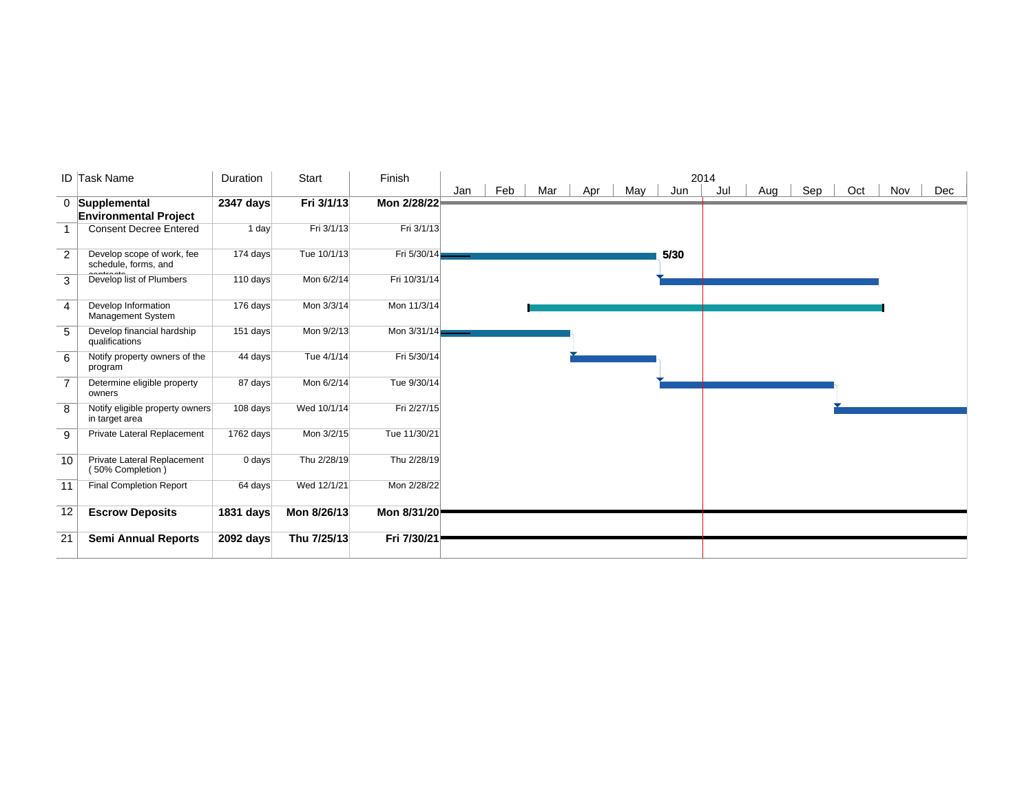| ID | Task Name | Duration | Start | Finish |
|---|---|---|---|---|
| 0 | **Supplemental Environmental Project** | **2347 days** | **Fri 3/1/13** | **Mon 2/28/22** |
| 1 | Consent Decree Entered | 1 day | Fri 3/1/13 | Fri 3/1/13 |
| 2 | Develop scope of work, fee schedule, forms, and contracts | 174 days | Tue 10/1/13 | Fri 5/30/14 |
| 3 | Develop list of Plumbers | 110 days | Mon 6/2/14 | Fri 10/31/14 |
| 4 | Develop Information Management System | 176 days | Mon 3/3/14 | Mon 11/3/14 |
| 5 | Develop financial hardship qualifications | 151 days | Mon 9/2/13 | Mon 3/31/14 |
| 6 | Notify property owners of the program | 44 days | Tue 4/1/14 | Fri 5/30/14 |
| 7 | Determine eligible property owners | 87 days | Mon 6/2/14 | Tue 9/30/14 |
| 8 | Notify eligible property owners in target area | 108 days | Wed 10/1/14 | Fri 2/27/15 |
| 9 | Private Lateral Replacement | 1762 days | Mon 3/2/15 | Tue 11/30/21 |
| 10 | Private Lateral Replacement ( 50% Completion ) | 0 days | Thu 2/28/19 | Thu 2/28/19 |
| 11 | Final Completion Report | 64 days | Wed 12/1/21 | Mon 2/28/22 |
| 12 | **Escrow Deposits** | **1831 days** | **Mon 8/26/13** | **Mon 8/31/20** |
| 21 | **Semi Annual Reports** | **2092 days** | **Thu 7/25/13** | **Fri 7/30/21** |

2014

Jan Feb Mar Apr May Jun Jul Aug Sep Oct Nov Dec

5/30